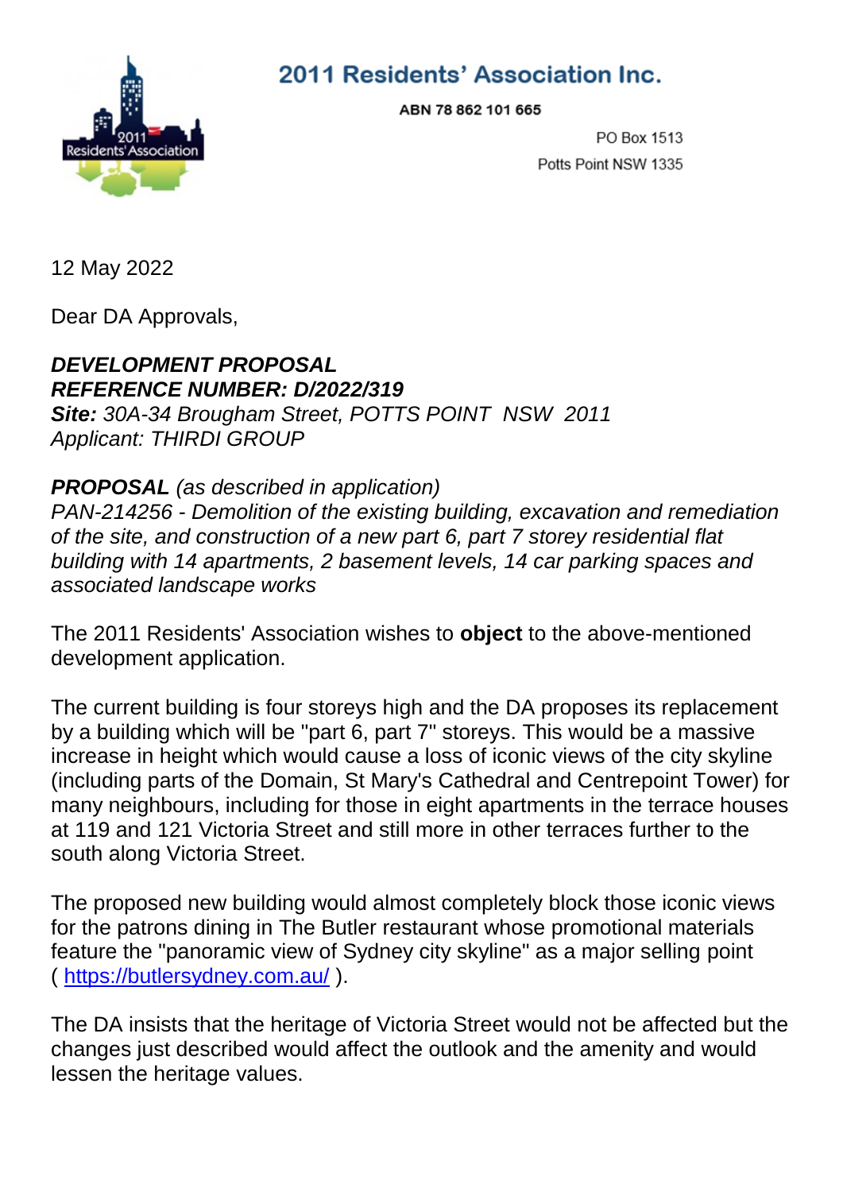# 2011 Residents' Association Inc.

ABN 78 862 101 665

PO Box 1513
Potts Point NSW 1335

12 May 2022

Dear DA Approvals,

***DEVELOPMENT PROPOSAL***
***REFERENCE NUMBER: D/2022/319***
***Site:*** *30A-34 Brougham Street, POTTS POINT NSW 2011*
*Applicant: THIRDI GROUP*

***PROPOSAL*** *(as described in application)*
*PAN-214256 - Demolition of the existing building, excavation and remediation of the site, and construction of a new part 6, part 7 storey residential flat building with 14 apartments, 2 basement levels, 14 car parking spaces and associated landscape works*

The 2011 Residents' Association wishes to **object** to the above-mentioned development application.

The current building is four storeys high and the DA proposes its replacement by a building which will be "part 6, part 7" storeys. This would be a massive increase in height which would cause a loss of iconic views of the city skyline (including parts of the Domain, St Mary's Cathedral and Centrepoint Tower) for many neighbours, including for those in eight apartments in the terrace houses at 119 and 121 Victoria Street and still more in other terraces further to the south along Victoria Street.

The proposed new building would almost completely block those iconic views for the patrons dining in The Butler restaurant whose promotional materials feature the "panoramic view of Sydney city skyline" as a major selling point ( https://butlersydney.com.au/ ).

The DA insists that the heritage of Victoria Street would not be affected but the changes just described would affect the outlook and the amenity and would lessen the heritage values.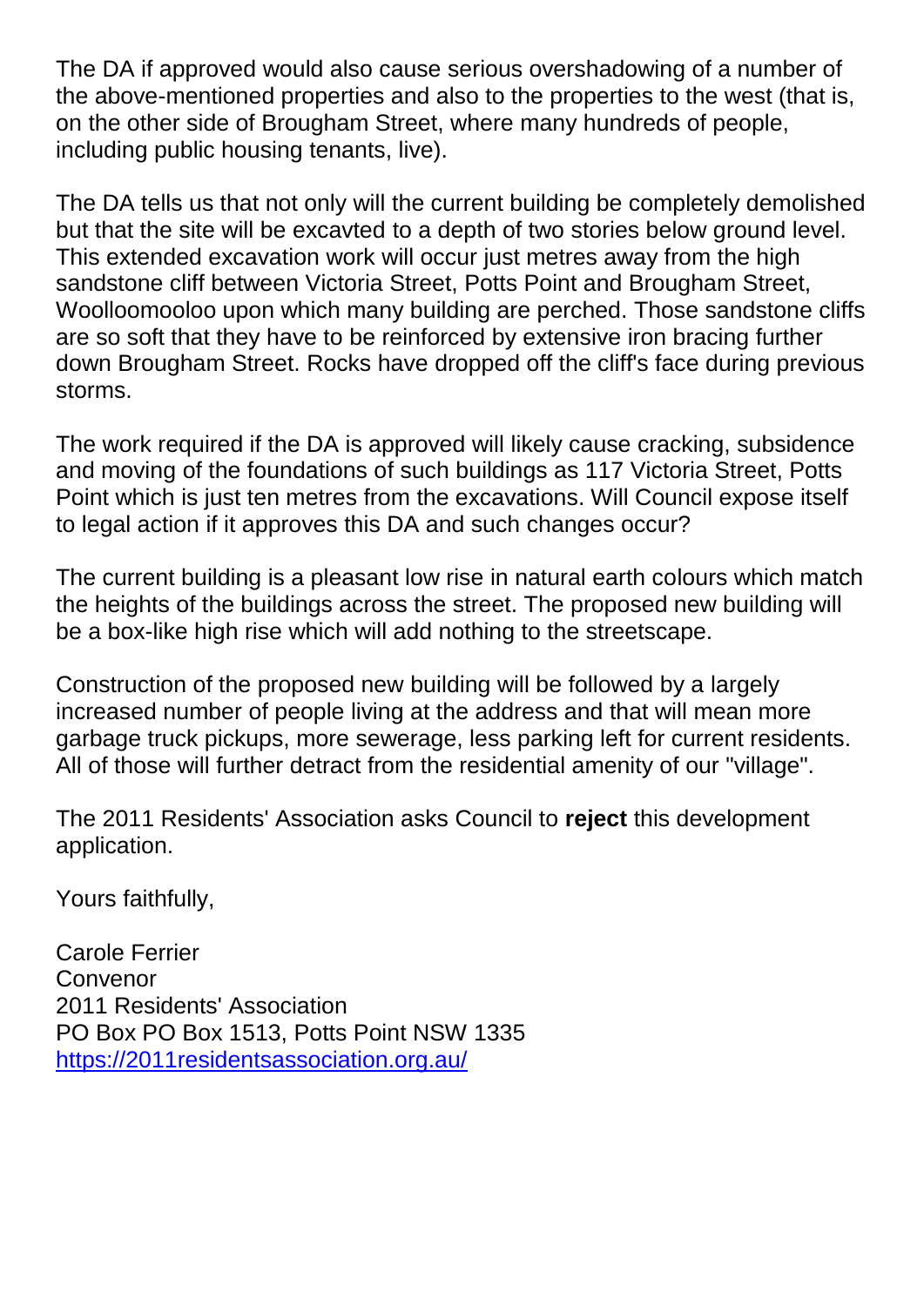The DA if approved would also cause serious overshadowing of a number of the above-mentioned properties and also to the properties to the west (that is, on the other side of Brougham Street, where many hundreds of people, including public housing tenants, live).

The DA tells us that not only will the current building be completely demolished but that the site will be excavted to a depth of two stories below ground level. This extended excavation work will occur just metres away from the high sandstone cliff between Victoria Street, Potts Point and Brougham Street, Woolloomooloo upon which many building are perched. Those sandstone cliffs are so soft that they have to be reinforced by extensive iron bracing further down Brougham Street. Rocks have dropped off the cliff's face during previous storms.

The work required if the DA is approved will likely cause cracking, subsidence and moving of the foundations of such buildings as 117 Victoria Street, Potts Point which is just ten metres from the excavations. Will Council expose itself to legal action if it approves this DA and such changes occur?

The current building is a pleasant low rise in natural earth colours which match the heights of the buildings across the street. The proposed new building will be a box-like high rise which will add nothing to the streetscape.

Construction of the proposed new building will be followed by a largely increased number of people living at the address and that will mean more garbage truck pickups, more sewerage, less parking left for current residents. All of those will further detract from the residential amenity of our "village".

The 2011 Residents' Association asks Council to **reject** this development application.

Yours faithfully,

Carole Ferrier  
Convenor  
2011 Residents' Association  
PO Box PO Box 1513, Potts Point NSW 1335  
[https://2011residentsassociation.org.au/](https://2011residentsassociation.org.au/)